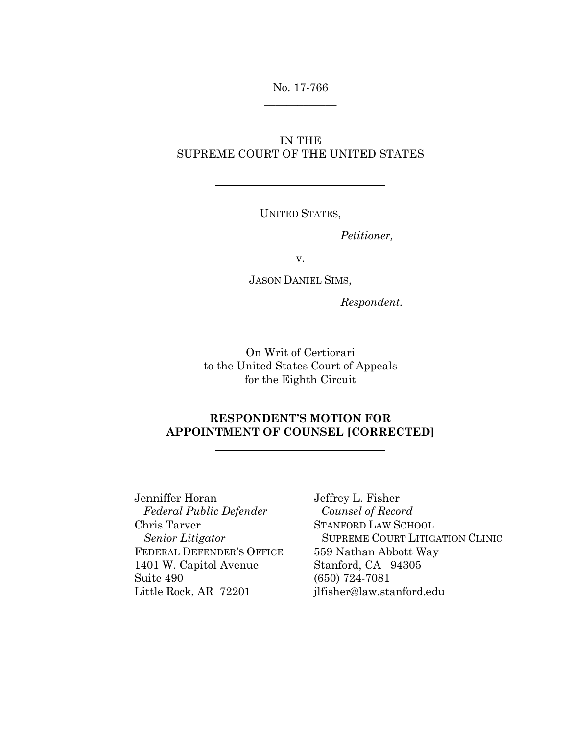No. 17-766

---

IN THE
SUPREME COURT OF THE UNITED STATES

---

UNITED STATES,

*Petitioner,*

v.

JASON DANIEL SIMS,

*Respondent.*

---

On Writ of Certiorari
to the United States Court of Appeals
for the Eighth Circuit

---

**RESPONDENT'S MOTION FOR APPOINTMENT OF COUNSEL [CORRECTED]**

---

Jenniffer Horan
*Federal Public Defender*
Chris Tarver
*Senior Litigator*
FEDERAL DEFENDER'S OFFICE
1401 W. Capitol Avenue
Suite 490
Little Rock, AR 72201

Jeffrey L. Fisher
*Counsel of Record*
STANFORD LAW SCHOOL
SUPREME COURT LITIGATION CLINIC
559 Nathan Abbott Way
Stanford, CA 94305
(650) 724-7081
jlfisher@law.stanford.edu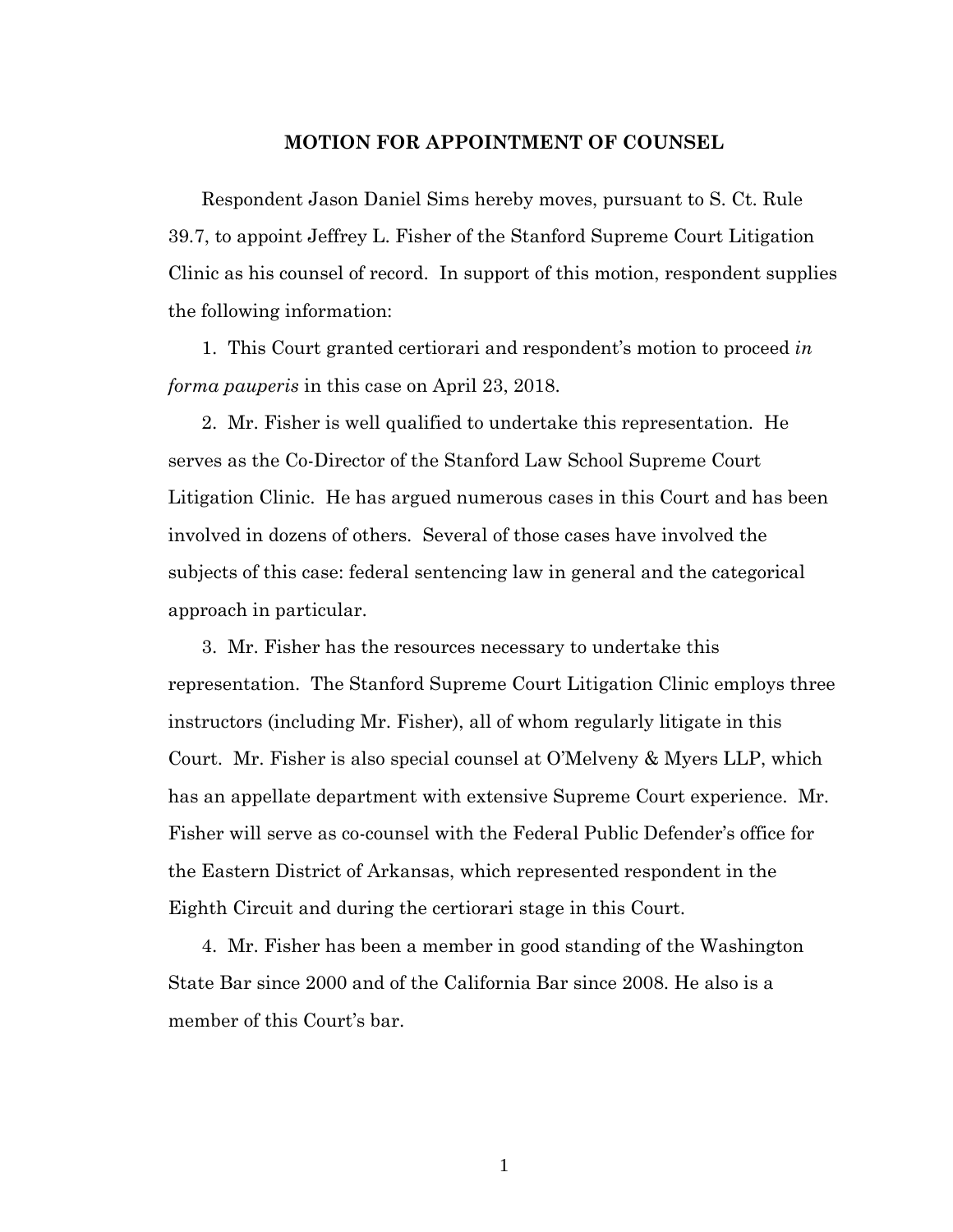# MOTION FOR APPOINTMENT OF COUNSEL

Respondent Jason Daniel Sims hereby moves, pursuant to S. Ct. Rule 39.7, to appoint Jeffrey L. Fisher of the Stanford Supreme Court Litigation Clinic as his counsel of record. In support of this motion, respondent supplies the following information:

1. This Court granted certiorari and respondent's motion to proceed *in forma pauperis* in this case on April 23, 2018.

2. Mr. Fisher is well qualified to undertake this representation. He serves as the Co-Director of the Stanford Law School Supreme Court Litigation Clinic. He has argued numerous cases in this Court and has been involved in dozens of others. Several of those cases have involved the subjects of this case: federal sentencing law in general and the categorical approach in particular.

3. Mr. Fisher has the resources necessary to undertake this representation. The Stanford Supreme Court Litigation Clinic employs three instructors (including Mr. Fisher), all of whom regularly litigate in this Court. Mr. Fisher is also special counsel at O'Melveny & Myers LLP, which has an appellate department with extensive Supreme Court experience. Mr. Fisher will serve as co-counsel with the Federal Public Defender's office for the Eastern District of Arkansas, which represented respondent in the Eighth Circuit and during the certiorari stage in this Court.

4. Mr. Fisher has been a member in good standing of the Washington State Bar since 2000 and of the California Bar since 2008. He also is a member of this Court's bar.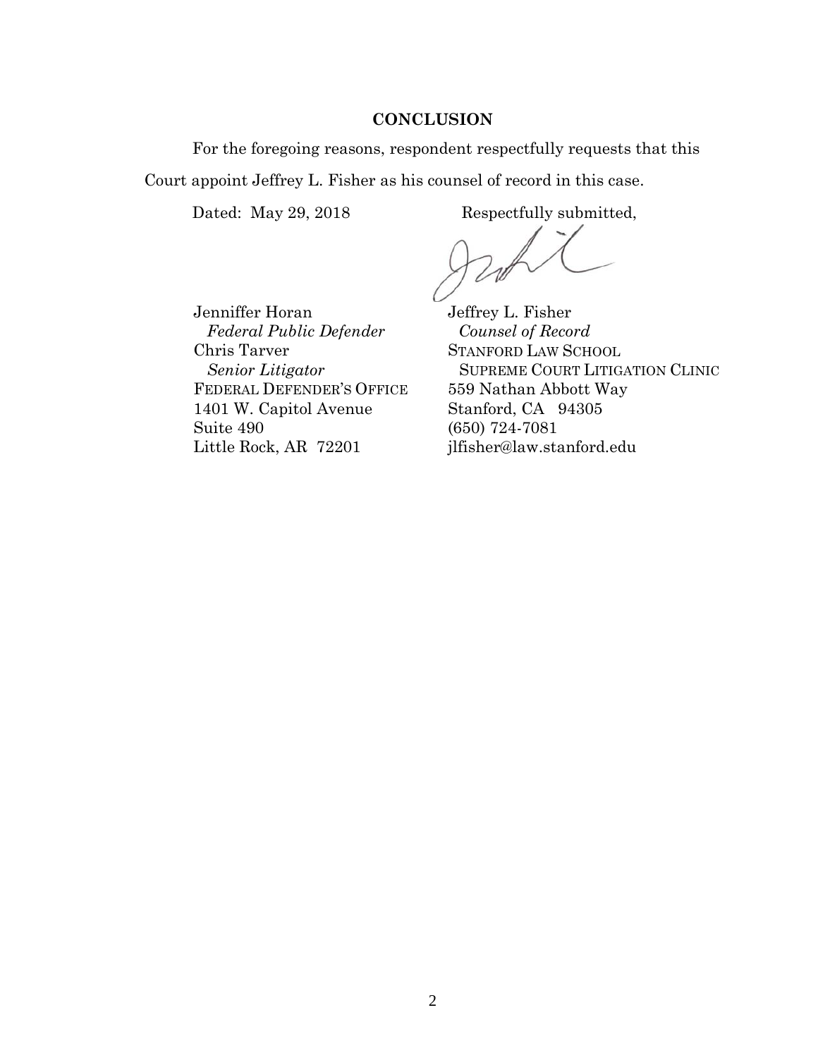## CONCLUSION

For the foregoing reasons, respondent respectfully requests that this Court appoint Jeffrey L. Fisher as his counsel of record in this case.

Dated: May 29, 2018

Respectfully submitted,

Jeffrey L. Fisher
*Counsel of Record*
STANFORD LAW SCHOOL
SUPREME COURT LITIGATION CLINIC
559 Nathan Abbott Way
Stanford, CA 94305
(650) 724-7081
jlfisher@law.stanford.edu

Jenniffer Horan
*Federal Public Defender*
Chris Tarver
*Senior Litigator*
FEDERAL DEFENDER'S OFFICE
1401 W. Capitol Avenue
Suite 490
Little Rock, AR 72201